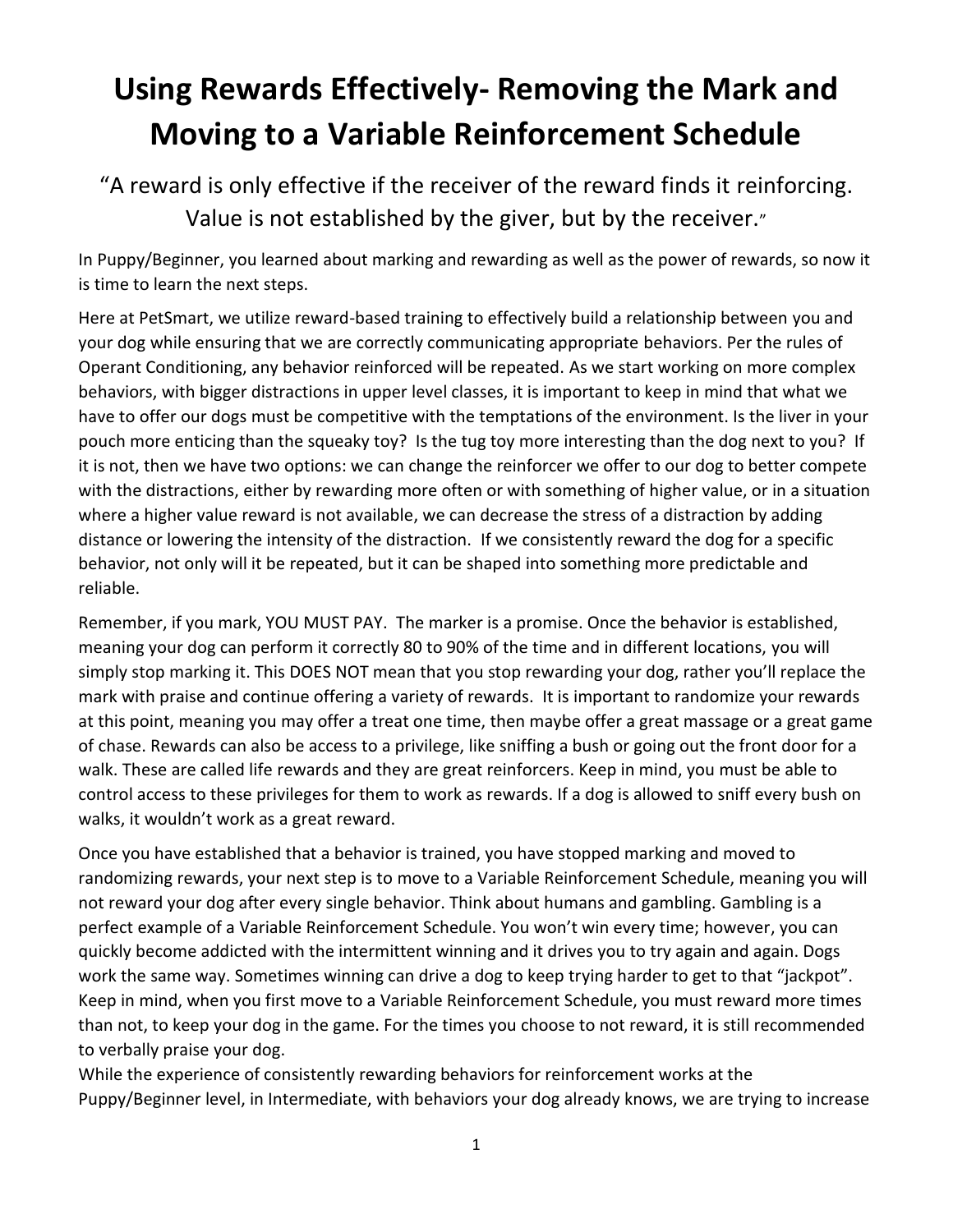# Using Rewards Effectively- Removing the Mark and Moving to a Variable Reinforcement Schedule

"A reward is only effective if the receiver of the reward finds it reinforcing. Value is not established by the giver, but by the receiver."

In Puppy/Beginner, you learned about marking and rewarding as well as the power of rewards, so now it is time to learn the next steps.

Here at PetSmart, we utilize reward-based training to effectively build a relationship between you and your dog while ensuring that we are correctly communicating appropriate behaviors. Per the rules of Operant Conditioning, any behavior reinforced will be repeated. As we start working on more complex behaviors, with bigger distractions in upper level classes, it is important to keep in mind that what we have to offer our dogs must be competitive with the temptations of the environment. Is the liver in your pouch more enticing than the squeaky toy? Is the tug toy more interesting than the dog next to you? If it is not, then we have two options: we can change the reinforcer we offer to our dog to better compete with the distractions, either by rewarding more often or with something of higher value, or in a situation where a higher value reward is not available, we can decrease the stress of a distraction by adding distance or lowering the intensity of the distraction. If we consistently reward the dog for a specific behavior, not only will it be repeated, but it can be shaped into something more predictable and reliable.

Remember, if you mark, YOU MUST PAY. The marker is a promise. Once the behavior is established, meaning your dog can perform it correctly 80 to 90% of the time and in different locations, you will simply stop marking it. This DOES NOT mean that you stop rewarding your dog, rather you'll replace the mark with praise and continue offering a variety of rewards. It is important to randomize your rewards at this point, meaning you may offer a treat one time, then maybe offer a great massage or a great game of chase. Rewards can also be access to a privilege, like sniffing a bush or going out the front door for a walk. These are called life rewards and they are great reinforcers. Keep in mind, you must be able to control access to these privileges for them to work as rewards. If a dog is allowed to sniff every bush on walks, it wouldn't work as a great reward.

Once you have established that a behavior is trained, you have stopped marking and moved to randomizing rewards, your next step is to move to a Variable Reinforcement Schedule, meaning you will not reward your dog after every single behavior. Think about humans and gambling. Gambling is a perfect example of a Variable Reinforcement Schedule. You won't win every time; however, you can quickly become addicted with the intermittent winning and it drives you to try again and again. Dogs work the same way. Sometimes winning can drive a dog to keep trying harder to get to that "jackpot". Keep in mind, when you first move to a Variable Reinforcement Schedule, you must reward more times than not, to keep your dog in the game. For the times you choose to not reward, it is still recommended to verbally praise your dog.

While the experience of consistently rewarding behaviors for reinforcement works at the Puppy/Beginner level, in Intermediate, with behaviors your dog already knows, we are trying to increase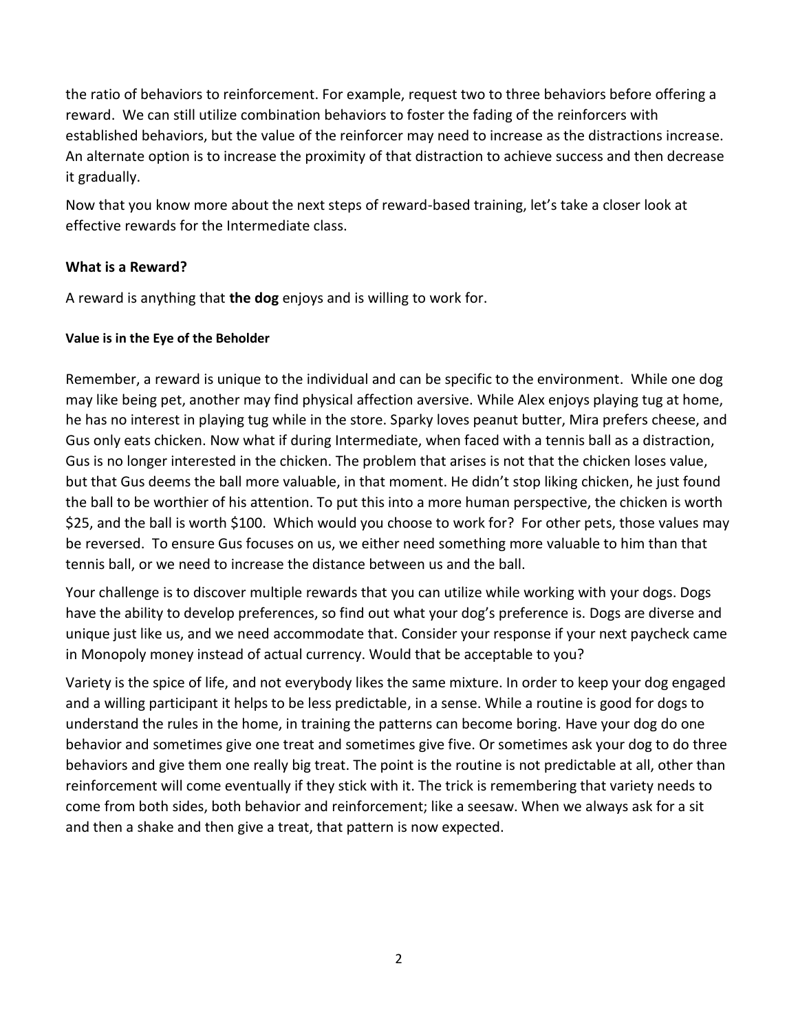the ratio of behaviors to reinforcement. For example, request two to three behaviors before offering a reward. We can still utilize combination behaviors to foster the fading of the reinforcers with established behaviors, but the value of the reinforcer may need to increase as the distractions increase. An alternate option is to increase the proximity of that distraction to achieve success and then decrease it gradually.

Now that you know more about the next steps of reward-based training, let's take a closer look at effective rewards for the Intermediate class.

## What is a Reward?

A reward is anything that **the dog** enjoys and is willing to work for.

### Value is in the Eye of the Beholder

Remember, a reward is unique to the individual and can be specific to the environment. While one dog may like being pet, another may find physical affection aversive. While Alex enjoys playing tug at home, he has no interest in playing tug while in the store. Sparky loves peanut butter, Mira prefers cheese, and Gus only eats chicken. Now what if during Intermediate, when faced with a tennis ball as a distraction, Gus is no longer interested in the chicken. The problem that arises is not that the chicken loses value, but that Gus deems the ball more valuable, in that moment. He didn't stop liking chicken, he just found the ball to be worthier of his attention. To put this into a more human perspective, the chicken is worth $25, and the ball is worth $100. Which would you choose to work for? For other pets, those values may be reversed. To ensure Gus focuses on us, we either need something more valuable to him than that tennis ball, or we need to increase the distance between us and the ball.

Your challenge is to discover multiple rewards that you can utilize while working with your dogs. Dogs have the ability to develop preferences, so find out what your dog's preference is. Dogs are diverse and unique just like us, and we need accommodate that. Consider your response if your next paycheck came in Monopoly money instead of actual currency. Would that be acceptable to you?

Variety is the spice of life, and not everybody likes the same mixture. In order to keep your dog engaged and a willing participant it helps to be less predictable, in a sense. While a routine is good for dogs to understand the rules in the home, in training the patterns can become boring. Have your dog do one behavior and sometimes give one treat and sometimes give five. Or sometimes ask your dog to do three behaviors and give them one really big treat. The point is the routine is not predictable at all, other than reinforcement will come eventually if they stick with it. The trick is remembering that variety needs to come from both sides, both behavior and reinforcement; like a seesaw. When we always ask for a sit and then a shake and then give a treat, that pattern is now expected.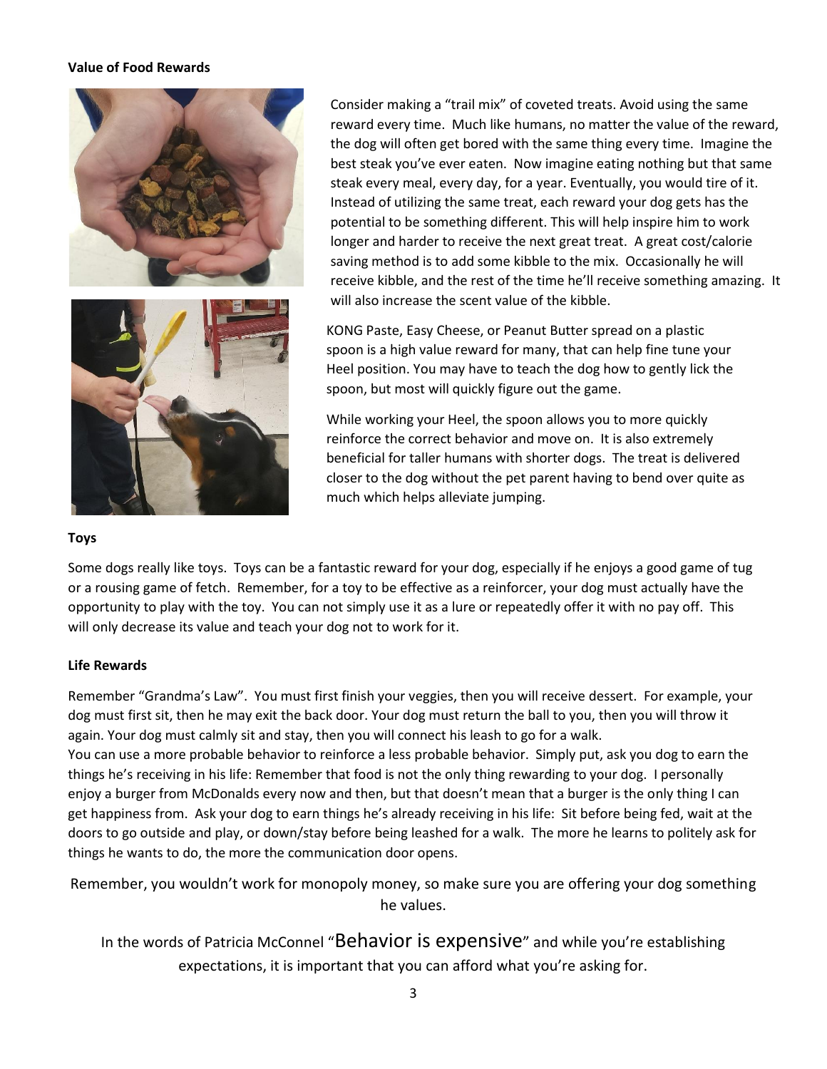**Value of Food Rewards**

Consider making a "trail mix" of coveted treats. Avoid using the same reward every time. Much like humans, no matter the value of the reward, the dog will often get bored with the same thing every time. Imagine the best steak you've ever eaten. Now imagine eating nothing but that same steak every meal, every day, for a year. Eventually, you would tire of it. Instead of utilizing the same treat, each reward your dog gets has the potential to be something different. This will help inspire him to work longer and harder to receive the next great treat. A great cost/calorie saving method is to add some kibble to the mix. Occasionally he will receive kibble, and the rest of the time he'll receive something amazing. It will also increase the scent value of the kibble.

KONG Paste, Easy Cheese, or Peanut Butter spread on a plastic spoon is a high value reward for many, that can help fine tune your Heel position. You may have to teach the dog how to gently lick the spoon, but most will quickly figure out the game.

While working your Heel, the spoon allows you to more quickly reinforce the correct behavior and move on. It is also extremely beneficial for taller humans with shorter dogs. The treat is delivered closer to the dog without the pet parent having to bend over quite as much which helps alleviate jumping.

**Toys**

Some dogs really like toys. Toys can be a fantastic reward for your dog, especially if he enjoys a good game of tug or a rousing game of fetch. Remember, for a toy to be effective as a reinforcer, your dog must actually have the opportunity to play with the toy. You can not simply use it as a lure or repeatedly offer it with no pay off. This will only decrease its value and teach your dog not to work for it.

**Life Rewards**

Remember "Grandma's Law". You must first finish your veggies, then you will receive dessert. For example, your dog must first sit, then he may exit the back door. Your dog must return the ball to you, then you will throw it again. Your dog must calmly sit and stay, then you will connect his leash to go for a walk.
You can use a more probable behavior to reinforce a less probable behavior. Simply put, ask you dog to earn the things he's receiving in his life: Remember that food is not the only thing rewarding to your dog. I personally enjoy a burger from McDonalds every now and then, but that doesn't mean that a burger is the only thing I can get happiness from. Ask your dog to earn things he's already receiving in his life: Sit before being fed, wait at the doors to go outside and play, or down/stay before being leashed for a walk. The more he learns to politely ask for things he wants to do, the more the communication door opens.

Remember, you wouldn't work for monopoly money, so make sure you are offering your dog something he values.

In the words of Patricia McConnel "Behavior is expensive" and while you're establishing expectations, it is important that you can afford what you're asking for.